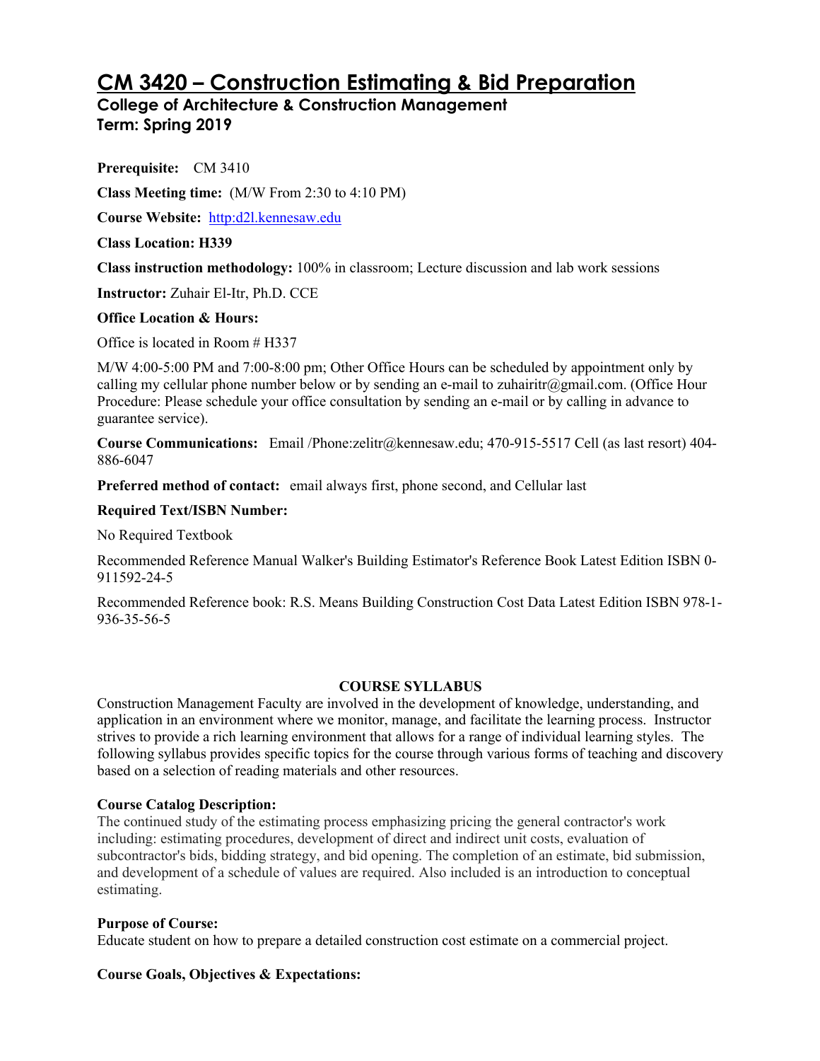# CM 3420 – Construction Estimating & Bid Preparation

## College of Architecture & Construction Management

## Term: Spring 2019

**Prerequisite:** CM 3410

**Class Meeting time:** (M/W From 2:30 to 4:10 PM)

**Course Website:** http:d2l.kennesaw.edu

**Class Location: H339**

**Class instruction methodology:** 100% in classroom; Lecture discussion and lab work sessions

**Instructor:** Zuhair El-Itr, Ph.D. CCE

**Office Location & Hours:**

Office is located in Room # H337

M/W 4:00-5:00 PM and 7:00-8:00 pm; Other Office Hours can be scheduled by appointment only by calling my cellular phone number below or by sending an e-mail to zuhairitr@gmail.com. (Office Hour Procedure: Please schedule your office consultation by sending an e-mail or by calling in advance to guarantee service).

**Course Communications:** Email /Phone:zelitr@kennesaw.edu; 470-915-5517 Cell (as last resort) 404-886-6047

**Preferred method of contact:** email always first, phone second, and Cellular last

**Required Text/ISBN Number:**

No Required Textbook

Recommended Reference Manual Walker's Building Estimator's Reference Book Latest Edition ISBN 0-911592-24-5

Recommended Reference book: R.S. Means Building Construction Cost Data Latest Edition ISBN 978-1-936-35-56-5

**COURSE SYLLABUS**

Construction Management Faculty are involved in the development of knowledge, understanding, and application in an environment where we monitor, manage, and facilitate the learning process. Instructor strives to provide a rich learning environment that allows for a range of individual learning styles. The following syllabus provides specific topics for the course through various forms of teaching and discovery based on a selection of reading materials and other resources.

**Course Catalog Description:**

The continued study of the estimating process emphasizing pricing the general contractor's work including: estimating procedures, development of direct and indirect unit costs, evaluation of subcontractor's bids, bidding strategy, and bid opening. The completion of an estimate, bid submission, and development of a schedule of values are required. Also included is an introduction to conceptual estimating.

**Purpose of Course:**

Educate student on how to prepare a detailed construction cost estimate on a commercial project.

**Course Goals, Objectives & Expectations:**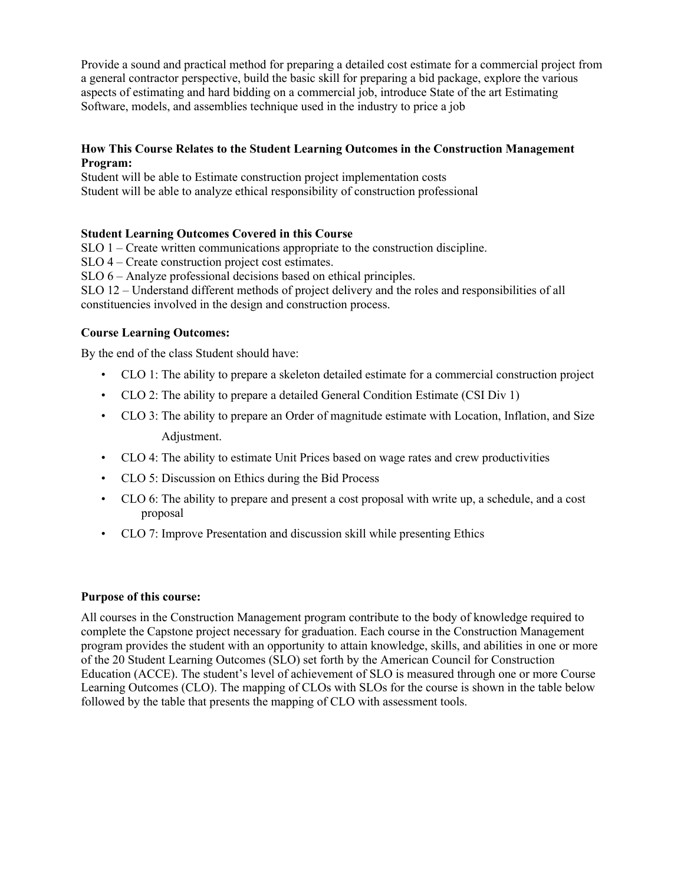Provide a sound and practical method for preparing a detailed cost estimate for a commercial project from a general contractor perspective, build the basic skill for preparing a bid package, explore the various aspects of estimating and hard bidding on a commercial job, introduce State of the art Estimating Software, models, and assemblies technique used in the industry to price a job

**How This Course Relates to the Student Learning Outcomes in the Construction Management Program:**

Student will be able to Estimate construction project implementation costs
Student will be able to analyze ethical responsibility of construction professional

**Student Learning Outcomes Covered in this Course**

SLO 1 – Create written communications appropriate to the construction discipline.
SLO 4 – Create construction project cost estimates.
SLO 6 – Analyze professional decisions based on ethical principles.
SLO 12 – Understand different methods of project delivery and the roles and responsibilities of all constituencies involved in the design and construction process.

**Course Learning Outcomes:**

By the end of the class Student should have:

- CLO 1: The ability to prepare a skeleton detailed estimate for a commercial construction project
- CLO 2: The ability to prepare a detailed General Condition Estimate (CSI Div 1)
- CLO 3: The ability to prepare an Order of magnitude estimate with Location, Inflation, and Size Adjustment.
- CLO 4: The ability to estimate Unit Prices based on wage rates and crew productivities
- CLO 5: Discussion on Ethics during the Bid Process
- CLO 6: The ability to prepare and present a cost proposal with write up, a schedule, and a cost proposal
- CLO 7: Improve Presentation and discussion skill while presenting Ethics

**Purpose of this course:**

All courses in the Construction Management program contribute to the body of knowledge required to complete the Capstone project necessary for graduation. Each course in the Construction Management program provides the student with an opportunity to attain knowledge, skills, and abilities in one or more of the 20 Student Learning Outcomes (SLO) set forth by the American Council for Construction Education (ACCE). The student's level of achievement of SLO is measured through one or more Course Learning Outcomes (CLO). The mapping of CLOs with SLOs for the course is shown in the table below followed by the table that presents the mapping of CLO with assessment tools.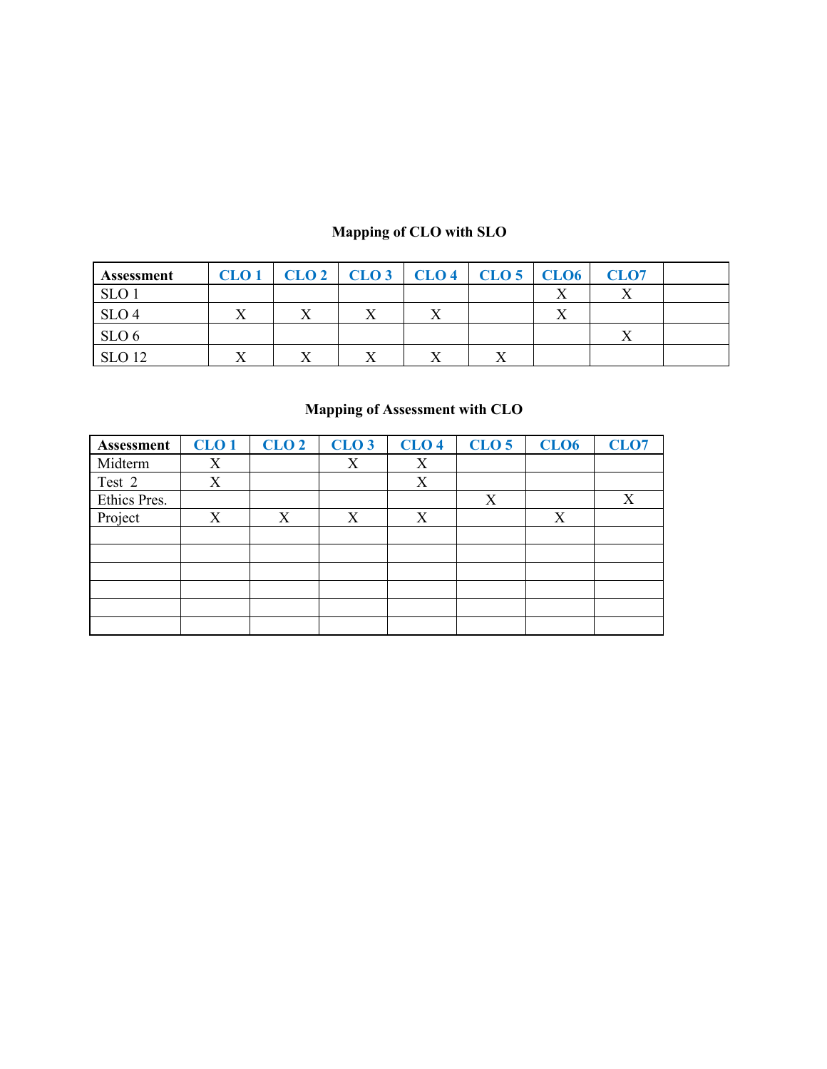## Mapping of CLO with SLO

| Assessment | CLO 1 | CLO 2 | CLO 3 | CLO 4 | CLO 5 | CLO6 | CLO7 | |
|---|---|---|---|---|---|---|---|---|
| SLO 1 | | | | | | X | X | |
| SLO 4 | X | X | X | X | | X | | |
| SLO 6 | | | | | | | X | |
| SLO 12 | X | X | X | X | X | | | |

## Mapping of Assessment with CLO

| Assessment | CLO 1 | CLO 2 | CLO 3 | CLO 4 | CLO 5 | CLO6 | CLO7 |
|---|---|---|---|---|---|---|---|
| Midterm | X | | X | X | | | |
| Test 2 | X | | | X | | | |
| Ethics Pres. | | | | | X | | X |
| Project | X | X | X | X | | X | |
| | | | | | | | |
| | | | | | | | |
| | | | | | | | |
| | | | | | | | |
| | | | | | | | |
| | | | | | | | |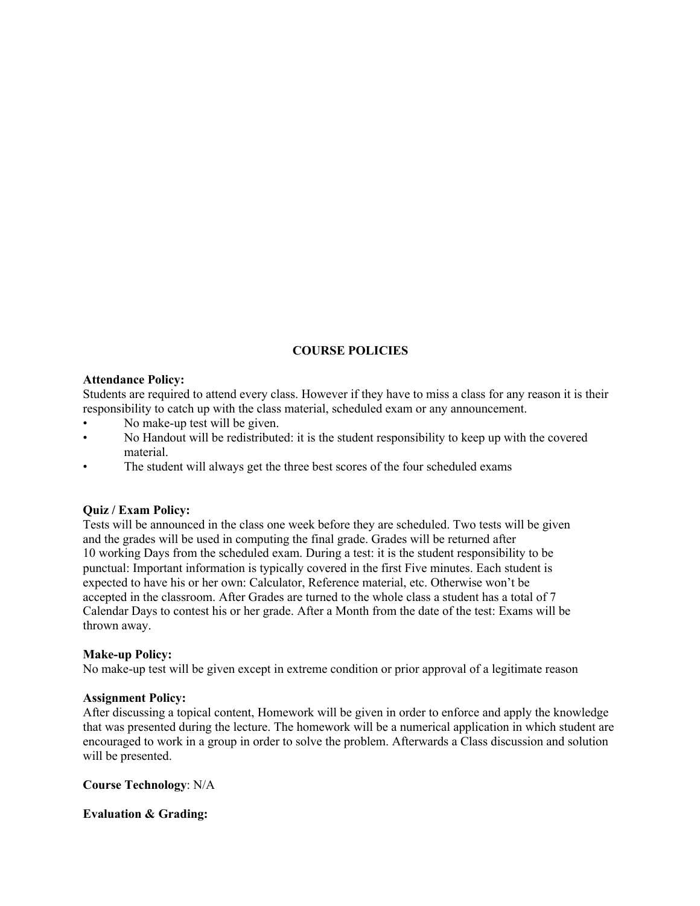## COURSE POLICIES

**Attendance Policy:**
Students are required to attend every class. However if they have to miss a class for any reason it is their responsibility to catch up with the class material, scheduled exam or any announcement.

- No make-up test will be given.
- No Handout will be redistributed: it is the student responsibility to keep up with the covered material.
- The student will always get the three best scores of the four scheduled exams

**Quiz / Exam Policy:**
Tests will be announced in the class one week before they are scheduled. Two tests will be given and the grades will be used in computing the final grade. Grades will be returned after 10 working Days from the scheduled exam. During a test: it is the student responsibility to be punctual: Important information is typically covered in the first Five minutes. Each student is expected to have his or her own: Calculator, Reference material, etc. Otherwise won't be accepted in the classroom. After Grades are turned to the whole class a student has a total of 7 Calendar Days to contest his or her grade. After a Month from the date of the test: Exams will be thrown away.

**Make-up Policy:**
No make-up test will be given except in extreme condition or prior approval of a legitimate reason

**Assignment Policy:**
After discussing a topical content, Homework will be given in order to enforce and apply the knowledge that was presented during the lecture. The homework will be a numerical application in which student are encouraged to work in a group in order to solve the problem. Afterwards a Class discussion and solution will be presented.

**Course Technology**: N/A

**Evaluation & Grading:**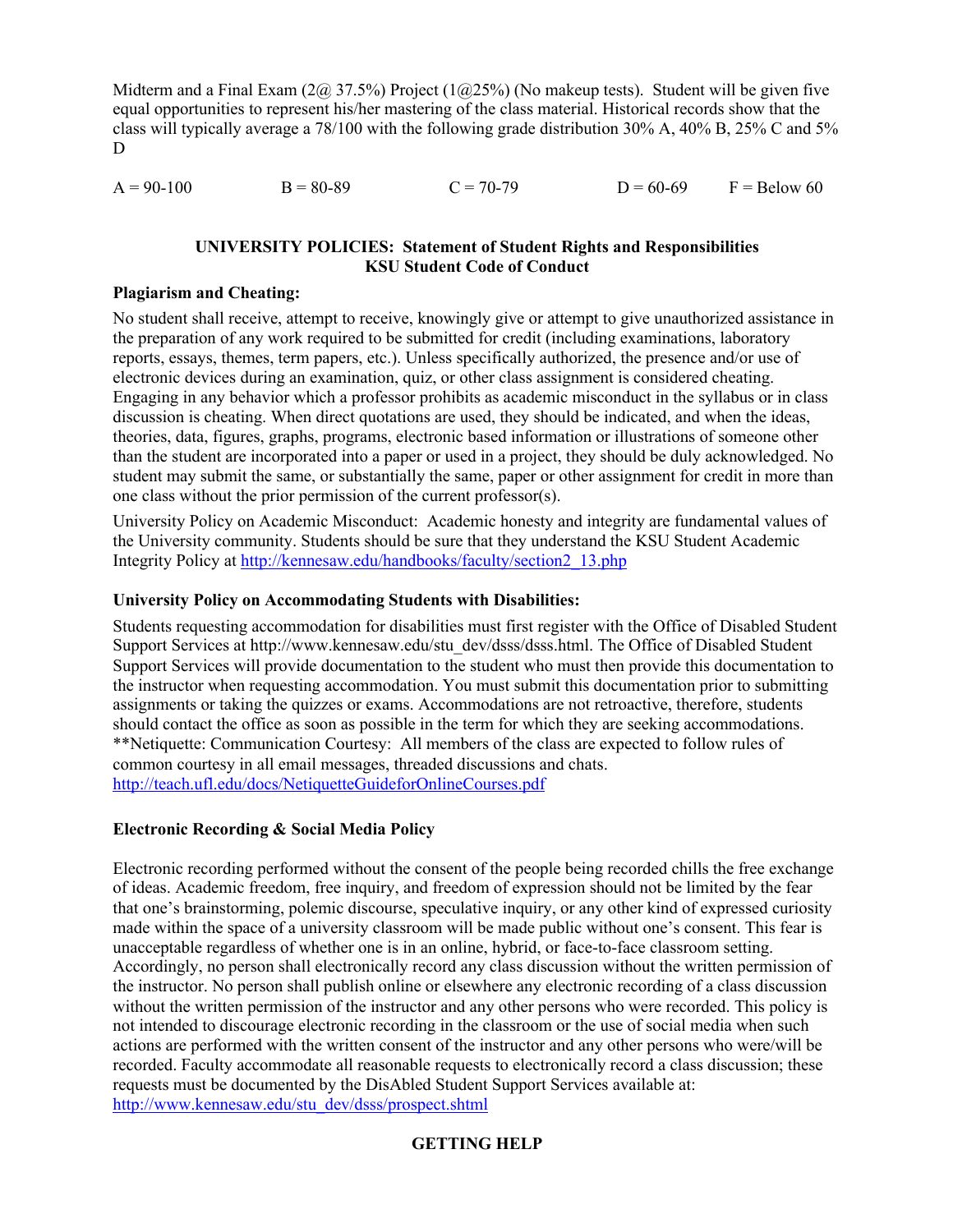Midterm and a Final Exam (2@ 37.5%) Project (1@25%) (No makeup tests). Student will be given five equal opportunities to represent his/her mastering of the class material. Historical records show that the class will typically average a 78/100 with the following grade distribution 30% A, 40% B, 25% C and 5% D

A = 90-100 B = 80-89 C = 70-79 D = 60-69 F = Below 60

**UNIVERSITY POLICIES: Statement of Student Rights and Responsibilities**
**KSU Student Code of Conduct**

**Plagiarism and Cheating:**

No student shall receive, attempt to receive, knowingly give or attempt to give unauthorized assistance in the preparation of any work required to be submitted for credit (including examinations, laboratory reports, essays, themes, term papers, etc.). Unless specifically authorized, the presence and/or use of electronic devices during an examination, quiz, or other class assignment is considered cheating. Engaging in any behavior which a professor prohibits as academic misconduct in the syllabus or in class discussion is cheating. When direct quotations are used, they should be indicated, and when the ideas, theories, data, figures, graphs, programs, electronic based information or illustrations of someone other than the student are incorporated into a paper or used in a project, they should be duly acknowledged. No student may submit the same, or substantially the same, paper or other assignment for credit in more than one class without the prior permission of the current professor(s).

University Policy on Academic Misconduct: Academic honesty and integrity are fundamental values of the University community. Students should be sure that they understand the KSU Student Academic Integrity Policy at http://kennesaw.edu/handbooks/faculty/section2_13.php

**University Policy on Accommodating Students with Disabilities:**

Students requesting accommodation for disabilities must first register with the Office of Disabled Student Support Services at http://www.kennesaw.edu/stu_dev/dsss/dsss.html. The Office of Disabled Student Support Services will provide documentation to the student who must then provide this documentation to the instructor when requesting accommodation. You must submit this documentation prior to submitting assignments or taking the quizzes or exams. Accommodations are not retroactive, therefore, students should contact the office as soon as possible in the term for which they are seeking accommodations. **Netiquette: Communication Courtesy: All members of the class are expected to follow rules of common courtesy in all email messages, threaded discussions and chats. http://teach.ufl.edu/docs/NetiquetteGuideforOnlineCourses.pdf

**Electronic Recording & Social Media Policy**

Electronic recording performed without the consent of the people being recorded chills the free exchange of ideas. Academic freedom, free inquiry, and freedom of expression should not be limited by the fear that one's brainstorming, polemic discourse, speculative inquiry, or any other kind of expressed curiosity made within the space of a university classroom will be made public without one's consent. This fear is unacceptable regardless of whether one is in an online, hybrid, or face-to-face classroom setting. Accordingly, no person shall electronically record any class discussion without the written permission of the instructor. No person shall publish online or elsewhere any electronic recording of a class discussion without the written permission of the instructor and any other persons who were recorded. This policy is not intended to discourage electronic recording in the classroom or the use of social media when such actions are performed with the written consent of the instructor and any other persons who were/will be recorded. Faculty accommodate all reasonable requests to electronically record a class discussion; these requests must be documented by the DisAbled Student Support Services available at: http://www.kennesaw.edu/stu_dev/dsss/prospect.shtml

**GETTING HELP**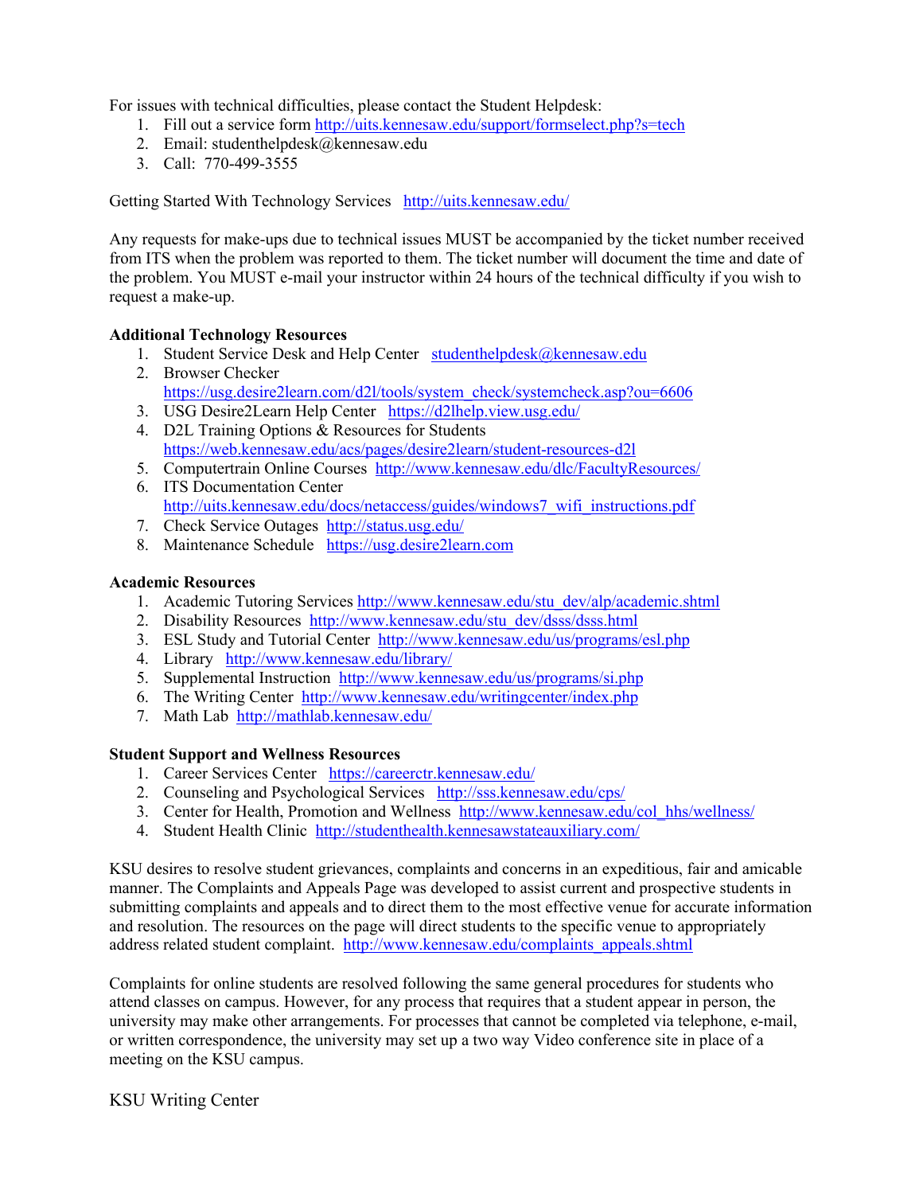For issues with technical difficulties, please contact the Student Helpdesk:

1. Fill out a service form http://uits.kennesaw.edu/support/formselect.php?s=tech
2. Email: studenthelpdesk@kennesaw.edu
3. Call: 770-499-3555

Getting Started With Technology Services http://uits.kennesaw.edu/

Any requests for make-ups due to technical issues MUST be accompanied by the ticket number received from ITS when the problem was reported to them. The ticket number will document the time and date of the problem. You MUST e-mail your instructor within 24 hours of the technical difficulty if you wish to request a make-up.

**Additional Technology Resources**

1. Student Service Desk and Help Center studenthelpdesk@kennesaw.edu
2. Browser Checker https://usg.desire2learn.com/d2l/tools/system_check/systemcheck.asp?ou=6606
3. USG Desire2Learn Help Center https://d2lhelp.view.usg.edu/
4. D2L Training Options & Resources for Students https://web.kennesaw.edu/acs/pages/desire2learn/student-resources-d2l
5. Computertrain Online Courses http://www.kennesaw.edu/dlc/FacultyResources/
6. ITS Documentation Center http://uits.kennesaw.edu/docs/netaccess/guides/windows7_wifi_instructions.pdf
7. Check Service Outages http://status.usg.edu/
8. Maintenance Schedule https://usg.desire2learn.com

**Academic Resources**

1. Academic Tutoring Services http://www.kennesaw.edu/stu_dev/alp/academic.shtml
2. Disability Resources http://www.kennesaw.edu/stu_dev/dsss/dsss.html
3. ESL Study and Tutorial Center http://www.kennesaw.edu/us/programs/esl.php
4. Library http://www.kennesaw.edu/library/
5. Supplemental Instruction http://www.kennesaw.edu/us/programs/si.php
6. The Writing Center http://www.kennesaw.edu/writingcenter/index.php
7. Math Lab http://mathlab.kennesaw.edu/

**Student Support and Wellness Resources**

1. Career Services Center https://careerctr.kennesaw.edu/
2. Counseling and Psychological Services http://sss.kennesaw.edu/cps/
3. Center for Health, Promotion and Wellness http://www.kennesaw.edu/col_hhs/wellness/
4. Student Health Clinic http://studenthealth.kennesawstateauxiliary.com/

KSU desires to resolve student grievances, complaints and concerns in an expeditious, fair and amicable manner. The Complaints and Appeals Page was developed to assist current and prospective students in submitting complaints and appeals and to direct them to the most effective venue for accurate information and resolution. The resources on the page will direct students to the specific venue to appropriately address related student complaint. http://www.kennesaw.edu/complaints_appeals.shtml

Complaints for online students are resolved following the same general procedures for students who attend classes on campus. However, for any process that requires that a student appear in person, the university may make other arrangements. For processes that cannot be completed via telephone, e-mail, or written correspondence, the university may set up a two way Video conference site in place of a meeting on the KSU campus.

KSU Writing Center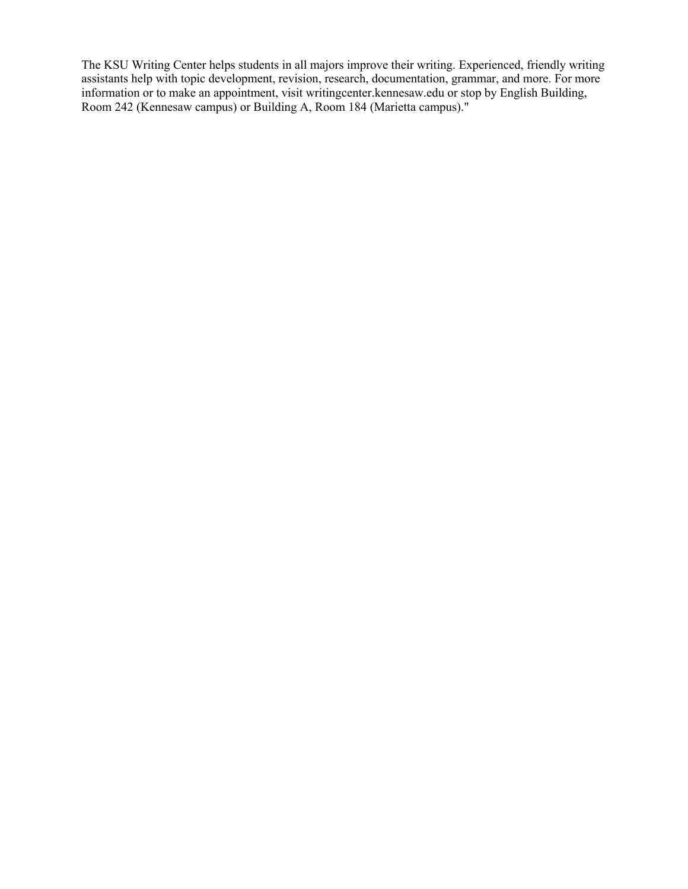The KSU Writing Center helps students in all majors improve their writing. Experienced, friendly writing assistants help with topic development, revision, research, documentation, grammar, and more. For more information or to make an appointment, visit writingcenter.kennesaw.edu or stop by English Building, Room 242 (Kennesaw campus) or Building A, Room 184 (Marietta campus)."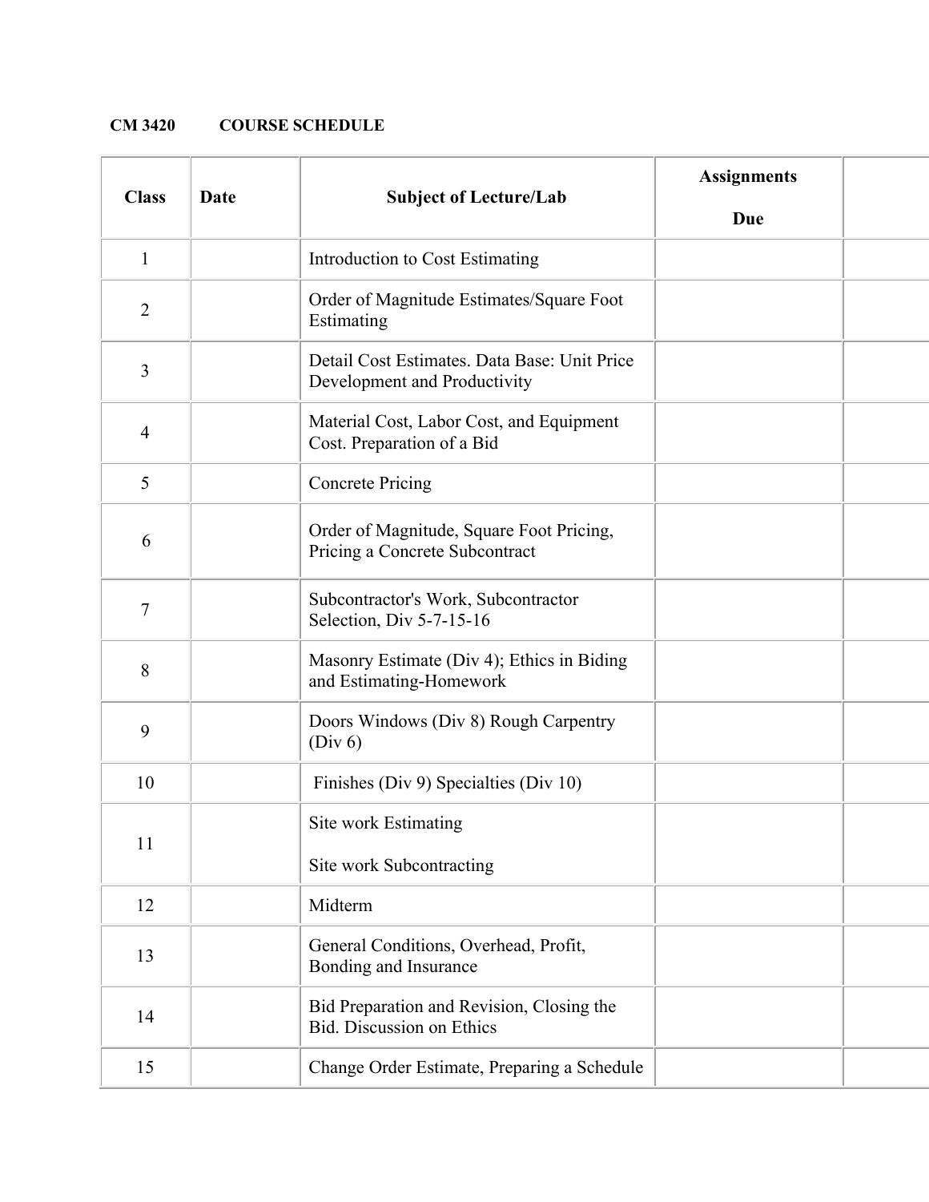**CM 3420 COURSE SCHEDULE**

| Class | Date | Subject of Lecture/Lab | Assignments Due | |
|---|---|---|---|---|
| 1 | | Introduction to Cost Estimating | | |
| 2 | | Order of Magnitude Estimates/Square Foot Estimating | | |
| 3 | | Detail Cost Estimates. Data Base: Unit Price Development and Productivity | | |
| 4 | | Material Cost, Labor Cost, and Equipment Cost. Preparation of a Bid | | |
| 5 | | Concrete Pricing | | |
| 6 | | Order of Magnitude, Square Foot Pricing, Pricing a Concrete Subcontract | | |
| 7 | | Subcontractor's Work, Subcontractor Selection, Div 5-7-15-16 | | |
| 8 | | Masonry Estimate (Div 4); Ethics in Biding and Estimating-Homework | | |
| 9 | | Doors Windows (Div 8) Rough Carpentry (Div 6) | | |
| 10 | | Finishes (Div 9) Specialties (Div 10) | | |
| 11 | | Site work Estimating<br><br>Site work Subcontracting | | |
| 12 | | Midterm | | |
| 13 | | General Conditions, Overhead, Profit, Bonding and Insurance | | |
| 14 | | Bid Preparation and Revision, Closing the Bid. Discussion on Ethics | | |
| 15 | | Change Order Estimate, Preparing a Schedule | | |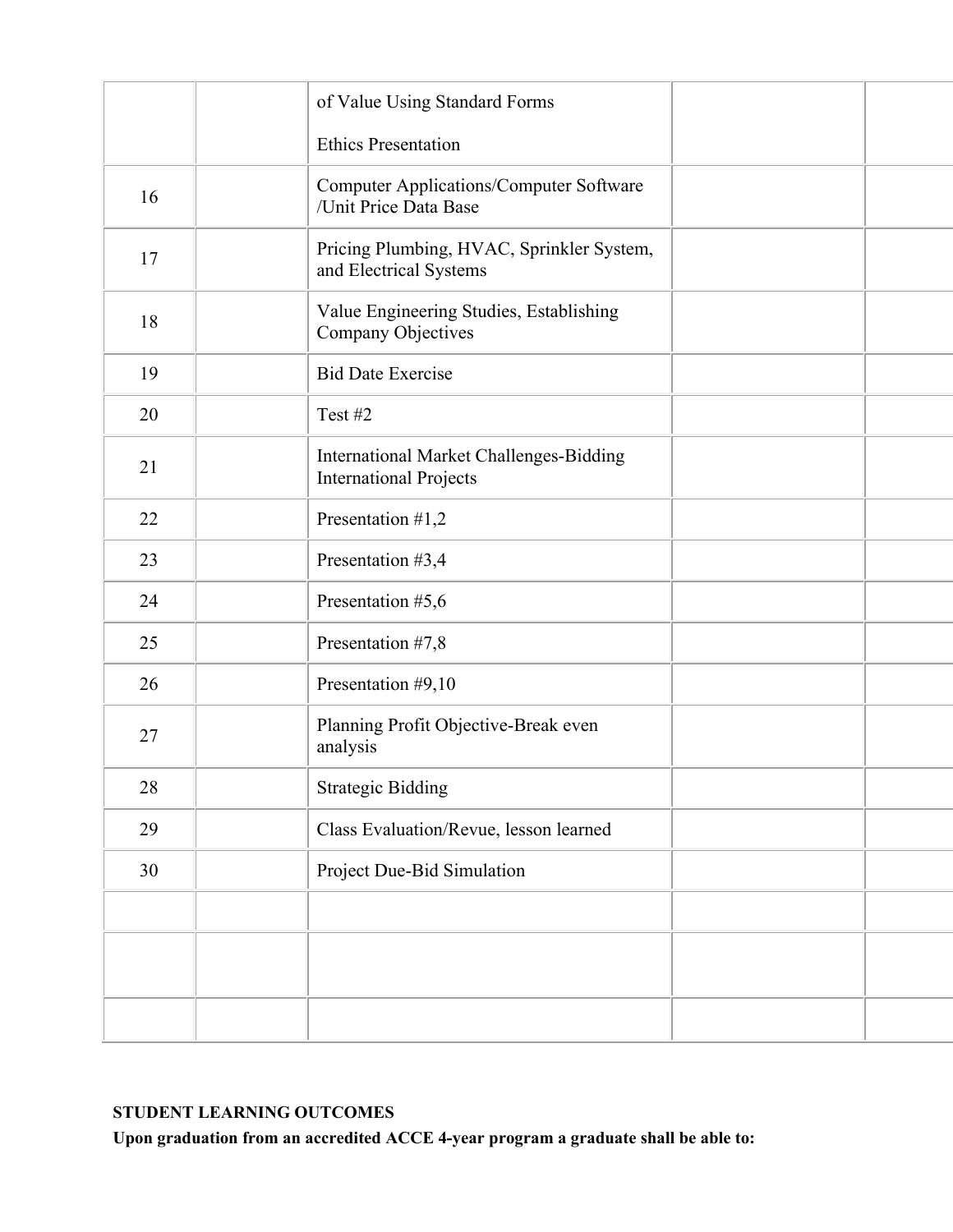| | | | | |
|---|---|---|---|---|
| | | of Value Using Standard Forms<br><br>Ethics Presentation | | |
| 16 | | Computer Applications/Computer Software /Unit Price Data Base | | |
| 17 | | Pricing Plumbing, HVAC, Sprinkler System, and Electrical Systems | | |
| 18 | | Value Engineering Studies, Establishing Company Objectives | | |
| 19 | | Bid Date Exercise | | |
| 20 | | Test #2 | | |
| 21 | | International Market Challenges-Bidding International Projects | | |
| 22 | | Presentation #1,2 | | |
| 23 | | Presentation #3,4 | | |
| 24 | | Presentation #5,6 | | |
| 25 | | Presentation #7,8 | | |
| 26 | | Presentation #9,10 | | |
| 27 | | Planning Profit Objective-Break even analysis | | |
| 28 | | Strategic Bidding | | |
| 29 | | Class Evaluation/Revue, lesson learned | | |
| 30 | | Project Due-Bid Simulation | | |
| | | | | |
| | | | | |
| | | | | |

**STUDENT LEARNING OUTCOMES**

**Upon graduation from an accredited ACCE 4-year program a graduate shall be able to:**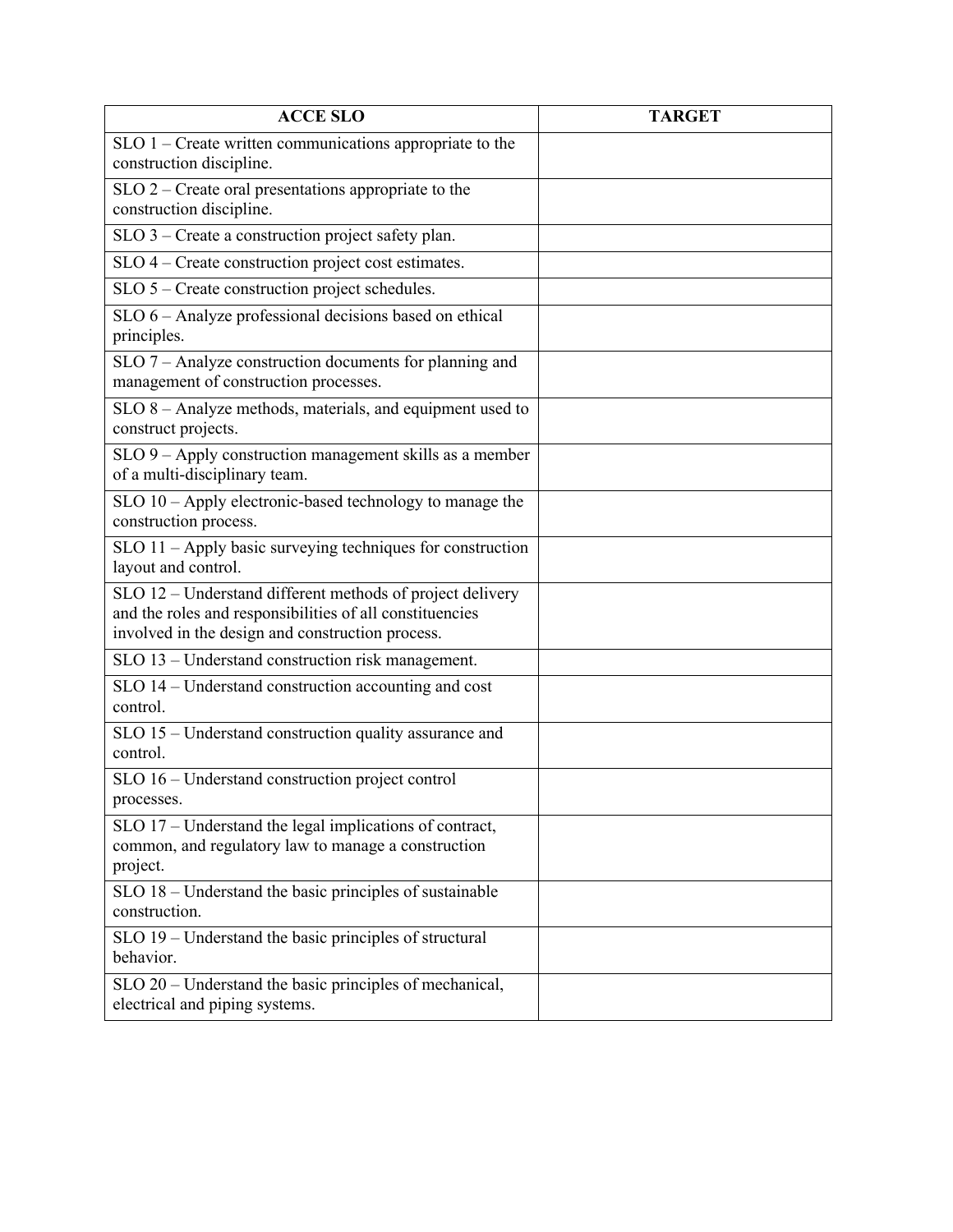| ACCE SLO | TARGET |
|---|---|
| SLO 1 – Create written communications appropriate to the construction discipline. | |
| SLO 2 – Create oral presentations appropriate to the construction discipline. | |
| SLO 3 – Create a construction project safety plan. | |
| SLO 4 – Create construction project cost estimates. | |
| SLO 5 – Create construction project schedules. | |
| SLO 6 – Analyze professional decisions based on ethical principles. | |
| SLO 7 – Analyze construction documents for planning and management of construction processes. | |
| SLO 8 – Analyze methods, materials, and equipment used to construct projects. | |
| SLO 9 – Apply construction management skills as a member of a multi-disciplinary team. | |
| SLO 10 – Apply electronic-based technology to manage the construction process. | |
| SLO 11 – Apply basic surveying techniques for construction layout and control. | |
| SLO 12 – Understand different methods of project delivery and the roles and responsibilities of all constituencies involved in the design and construction process. | |
| SLO 13 – Understand construction risk management. | |
| SLO 14 – Understand construction accounting and cost control. | |
| SLO 15 – Understand construction quality assurance and control. | |
| SLO 16 – Understand construction project control processes. | |
| SLO 17 – Understand the legal implications of contract, common, and regulatory law to manage a construction project. | |
| SLO 18 – Understand the basic principles of sustainable construction. | |
| SLO 19 – Understand the basic principles of structural behavior. | |
| SLO 20 – Understand the basic principles of mechanical, electrical and piping systems. | |